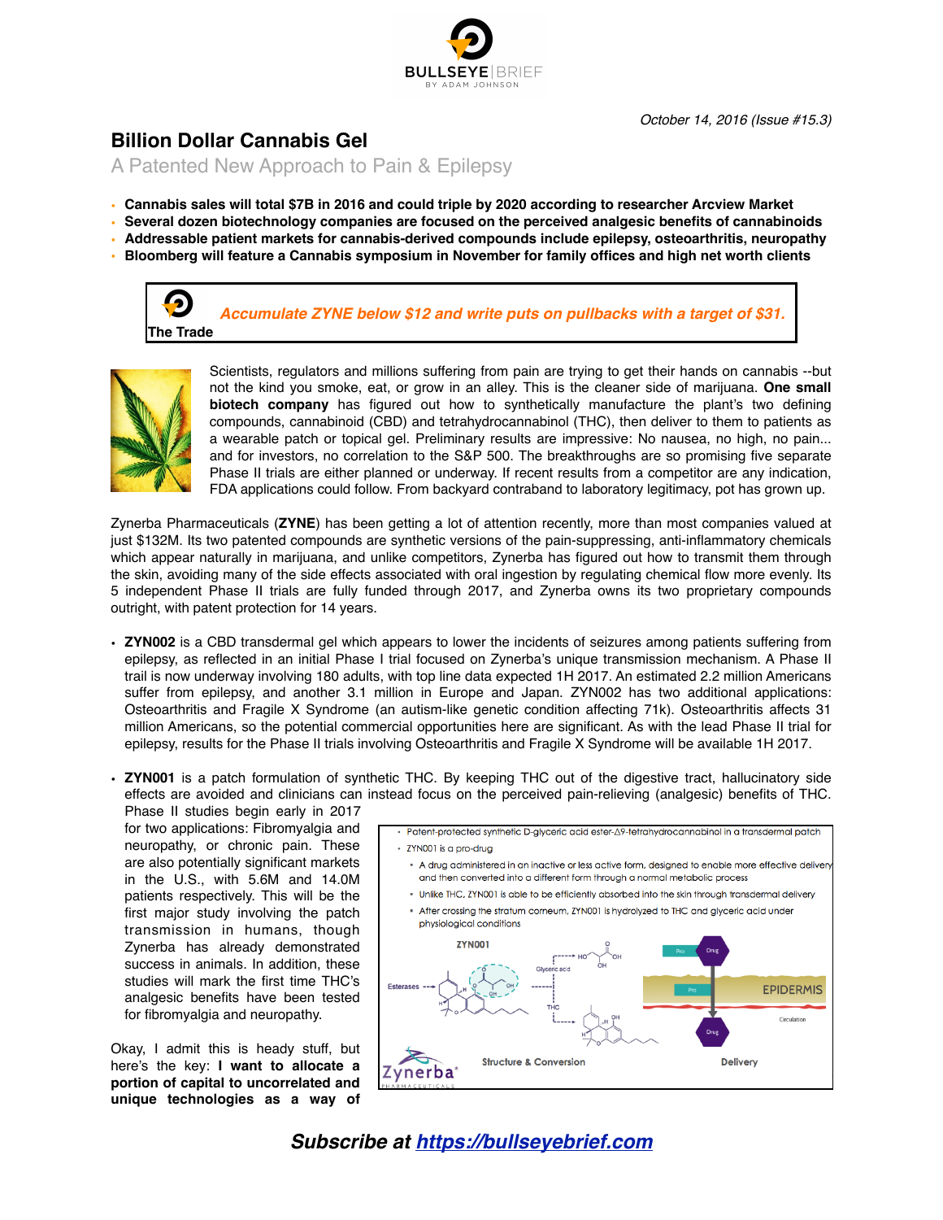October 14, 2016 (Issue #15.3)

# Billion Dollar Cannabis Gel

## A Patented New Approach to Pain & Epilepsy

- **Cannabis sales will total $7B in 2016 and could triple by 2020 according to researcher Arcview Market**
- **Several dozen biotechnology companies are focused on the perceived analgesic benefits of cannabinoids**
- **Addressable patient markets for cannabis-derived compounds include epilepsy, osteoarthritis, neuropathy**
- **Bloomberg will feature a Cannabis symposium in November for family offices and high net worth clients**

**The Trade**

*Accumulate ZYNE below $12 and write puts on pullbacks with a target of $31.*

Scientists, regulators and millions suffering from pain are trying to get their hands on cannabis --but not the kind you smoke, eat, or grow in an alley. This is the cleaner side of marijuana. **One small biotech company** has figured out how to synthetically manufacture the plant's two defining compounds, cannabinoid (CBD) and tetrahydrocannabinol (THC), then deliver to them to patients as a wearable patch or topical gel. Preliminary results are impressive: No nausea, no high, no pain... and for investors, no correlation to the S&P 500. The breakthroughs are so promising five separate Phase II trials are either planned or underway. If recent results from a competitor are any indication, FDA applications could follow. From backyard contraband to laboratory legitimacy, pot has grown up.

Zynerba Pharmaceuticals (**ZYNE**) has been getting a lot of attention recently, more than most companies valued at just $132M. Its two patented compounds are synthetic versions of the pain-suppressing, anti-inflammatory chemicals which appear naturally in marijuana, and unlike competitors, Zynerba has figured out how to transmit them through the skin, avoiding many of the side effects associated with oral ingestion by regulating chemical flow more evenly. Its 5 independent Phase II trials are fully funded through 2017, and Zynerba owns its two proprietary compounds outright, with patent protection for 14 years.

- **ZYN002** is a CBD transdermal gel which appears to lower the incidents of seizures among patients suffering from epilepsy, as reflected in an initial Phase I trial focused on Zynerba's unique transmission mechanism. A Phase II trail is now underway involving 180 adults, with top line data expected 1H 2017. An estimated 2.2 million Americans suffer from epilepsy, and another 3.1 million in Europe and Japan. ZYN002 has two additional applications: Osteoarthritis and Fragile X Syndrome (an autism-like genetic condition affecting 71k). Osteoarthritis affects 31 million Americans, so the potential commercial opportunities here are significant. As with the lead Phase II trial for epilepsy, results for the Phase II trials involving Osteoarthritis and Fragile X Syndrome will be available 1H 2017.

- **ZYN001** is a patch formulation of synthetic THC. By keeping THC out of the digestive tract, hallucinatory side effects are avoided and clinicians can instead focus on the perceived pain-relieving (analgesic) benefits of THC. Phase II studies begin early in 2017 for two applications: Fibromyalgia and neuropathy, or chronic pain. These are also potentially significant markets in the U.S., with 5.6M and 14.0M patients respectively. This will be the first major study involving the patch transmission in humans, though Zynerba has already demonstrated success in animals. In addition, these studies will mark the first time THC's analgesic benefits have been tested for fibromyalgia and neuropathy.

- Patent-protected synthetic D-glyceric acid ester-Δ9-tetrahydrocannabinol in a transdermal patch
- ZYN001 is a pro-drug
  - A drug administered in an inactive or less active form, designed to enable more effective delivery and then converted into a different form through a normal metabolic process
  - Unlike THC, ZYN001 is able to be efficiently absorbed into the skin through transdermal delivery
  - After crossing the stratum corneum, ZYN001 is hydrolyzed to THC and glyceric acid under physiological conditions

ZYN001

Esterases

Glyceric acid

THC

Pro

Drug

EPIDERMIS

Circulation

Zynerba PHARMACEUTICALS

Structure & Conversion

Delivery

Okay, I admit this is heady stuff, but here's the key: **I want to allocate a portion of capital to uncorrelated and unique technologies as a way of**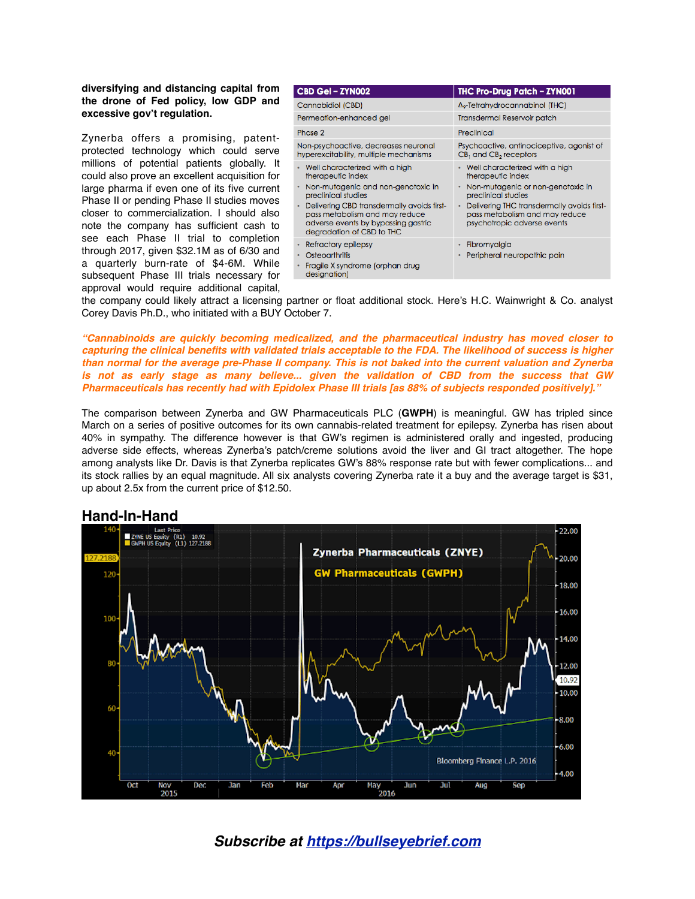**diversifying and distancing capital from the drone of Fed policy, low GDP and excessive gov't regulation.**

Zynerba offers a promising, patent-protected technology which could serve millions of potential patients globally. It could also prove an excellent acquisition for large pharma if even one of its five current Phase II or pending Phase II studies moves closer to commercialization. I should also note the company has sufficient cash to see each Phase II trial to completion through 2017, given $32.1M as of 6/30 and a quarterly burn-rate of $4-6M. While subsequent Phase III trials necessary for approval would require additional capital, the company could likely attract a licensing partner or float additional stock. Here's H.C. Wainwright & Co. analyst Corey Davis Ph.D., who initiated with a BUY October 7.

| CBD Gel – ZYN002 | THC Pro-Drug Patch – ZYN001 |
|---|---|
| Cannabidiol (CBD) | $\Delta_9$-Tetrahydrocannabinol (THC) |
| Permeation-enhanced gel | Transdermal Reservoir patch |
| Phase 2 | Preclinical |
| Non-psychoactive, decreases neuronal hyperexcitability, multiple mechanisms | Psychoactive, antinociceptive, agonist of $CB_1$ and $CB_2$ receptors |
| • Well characterized with a high therapeutic index<br>• Non-mutagenic and non-genotoxic in preclinical studies<br>• Delivering CBD transdermally avoids first-pass metabolism and may reduce adverse events by bypassing gastric degradation of CBD to THC | • Well characterized with a high therapeutic index<br>• Non-mutagenic or non-genotoxic in preclinical studies<br>• Delivering THC transdermally avoids first-pass metabolism and may reduce psychotropic adverse events |
| • Refractory epilepsy<br>• Osteoarthritis<br>• Fragile X syndrome (orphan drug designation) | • Fibromyalgia<br>• Peripheral neuropathic pain |

*"Cannabinoids are quickly becoming medicalized, and the pharmaceutical industry has moved closer to capturing the clinical benefits with validated trials acceptable to the FDA. The likelihood of success is higher than normal for the average pre-Phase II company. This is not baked into the current valuation and Zynerba is not as early stage as many believe... given the validation of CBD from the success that GW Pharmaceuticals has recently had with Epidolex Phase III trials [as 88% of subjects responded positively]."*

The comparison between Zynerba and GW Pharmaceuticals PLC (**GWPH**) is meaningful. GW has tripled since March on a series of positive outcomes for its own cannabis-related treatment for epilepsy. Zynerba has risen about 40% in sympathy. The difference however is that GW's regimen is administered orally and ingested, producing adverse side effects, whereas Zynerba's patch/creme solutions avoid the liver and GI tract altogether. The hope among analysts like Dr. Davis is that Zynerba replicates GW's 88% response rate but with fewer complications... and its stock rallies by an equal magnitude. All six analysts covering Zynerba rate it a buy and the average target is $31, up about 2.5x from the current price of $12.50.

## Hand-In-Hand

Last Price
ZYNE US Equity (R1) 10.92
GWPH US Equity (L1) 127.2188

Zynerba Pharmaceuticals (ZNYE)
GW Pharmaceuticals (GWPH)

Bloomberg Finance L.P. 2016

Oct, Nov 2015, Dec, Jan, Feb, Mar, Apr, May 2016, Jun, Jul, Aug, Sep

**Subscribe at https://bullseyebrief.com**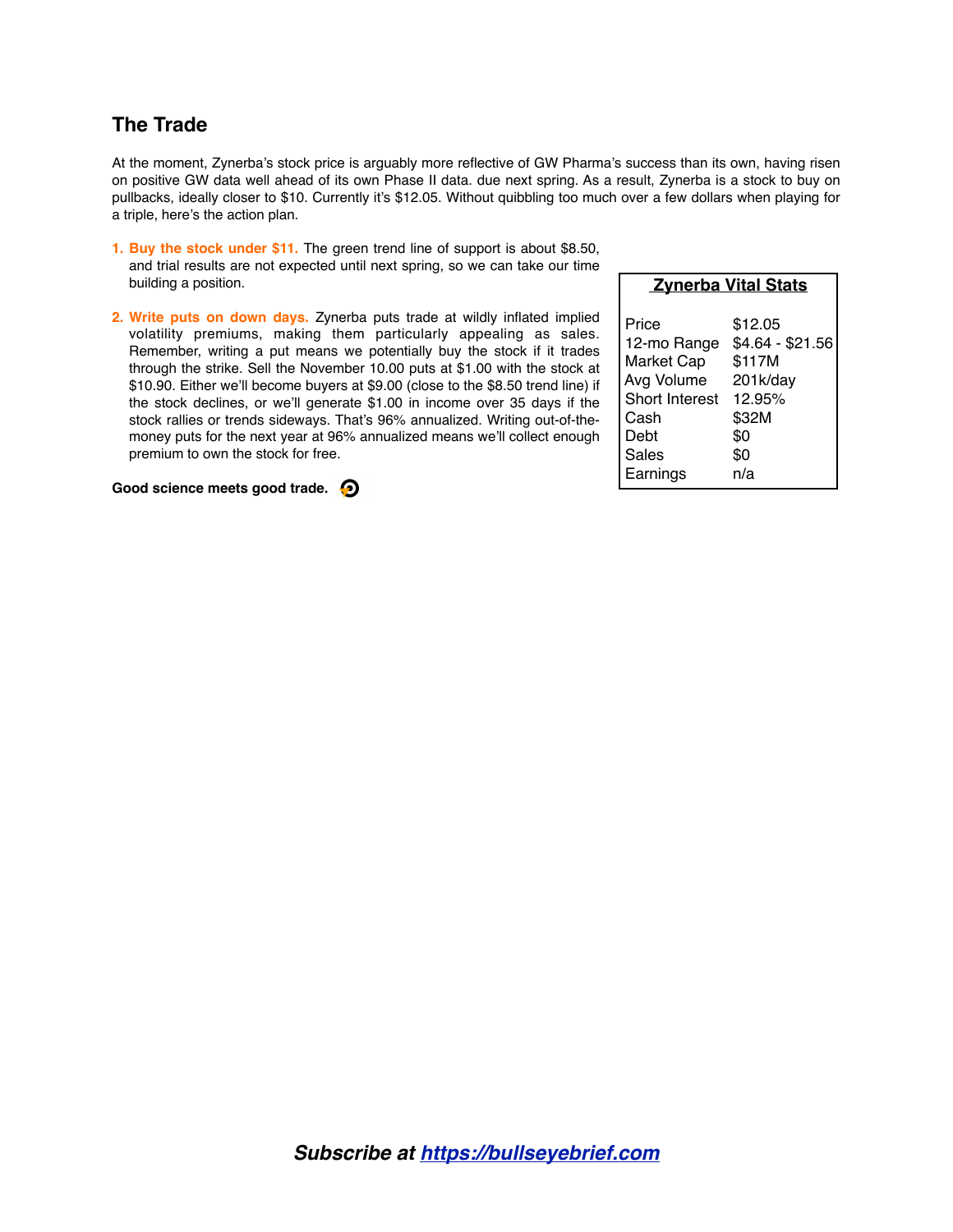## The Trade

At the moment, Zynerba's stock price is arguably more reflective of GW Pharma's success than its own, having risen on positive GW data well ahead of its own Phase II data. due next spring. As a result, Zynerba is a stock to buy on pullbacks, ideally closer to $10. Currently it's $12.05. Without quibbling too much over a few dollars when playing for a triple, here's the action plan.

1. **Buy the stock under $11.** The green trend line of support is about $8.50, and trial results are not expected until next spring, so we can take our time building a position.

2. **Write puts on down days.** Zynerba puts trade at wildly inflated implied volatility premiums, making them particularly appealing as sales. Remember, writing a put means we potentially buy the stock if it trades through the strike. Sell the November 10.00 puts at $1.00 with the stock at $10.90. Either we'll become buyers at $9.00 (close to the $8.50 trend line) if the stock declines, or we'll generate $1.00 in income over 35 days if the stock rallies or trends sideways. That's 96% annualized. Writing out-of-the-money puts for the next year at 96% annualized means we'll collect enough premium to own the stock for free.

**Good science meets good trade.**

**Zynerba Vital Stats**

| | |
|---|---|
| Price | $12.05 |
| 12-mo Range | $4.64 - $21.56 |
| Market Cap | $117M |
| Avg Volume | 201k/day |
| Short Interest | 12.95% |
| Cash | $32M |
| Debt | $0 |
| Sales | $0 |
| Earnings | n/a |

***Subscribe at https://bullseyebrief.com***